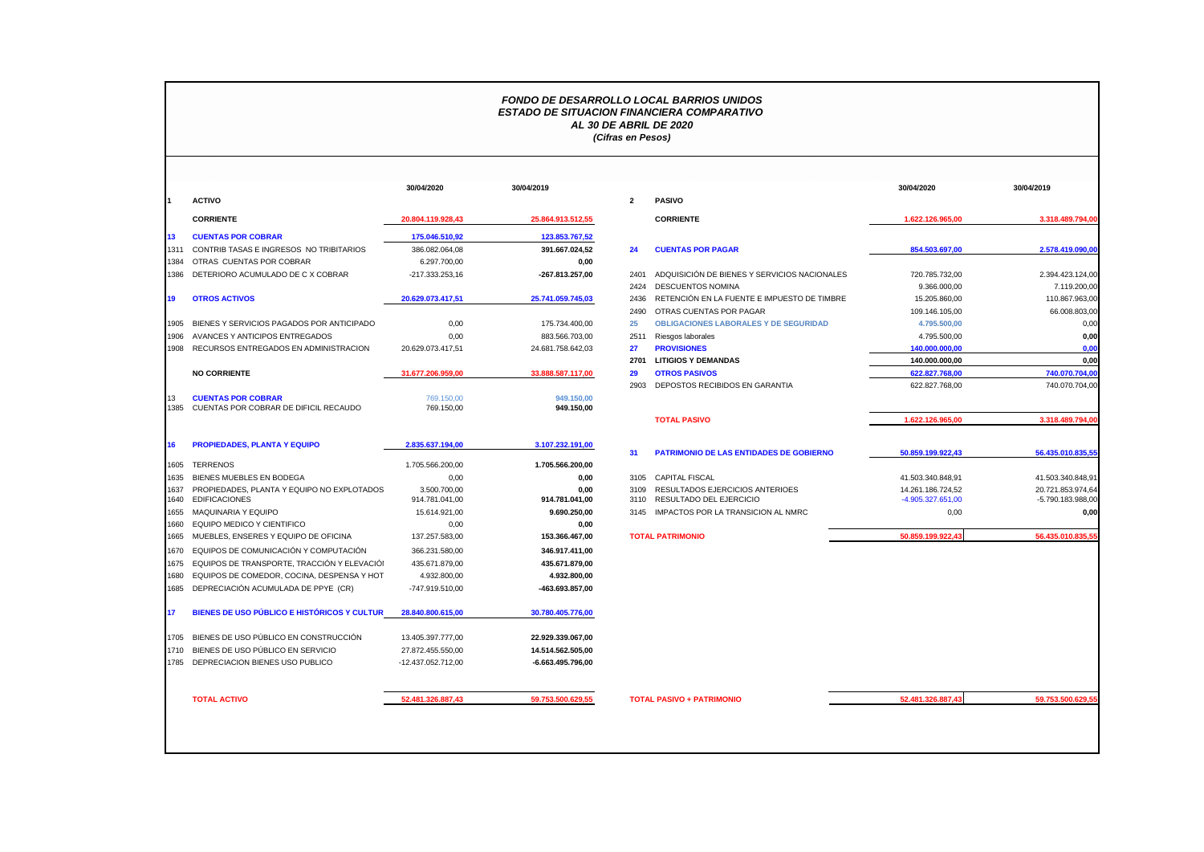# *FONDO DE DESARROLLO LOCAL BARRIOS UNIDOS*
## *ESTADO DE SITUACION FINANCIERA COMPARATIVO*
### *AL 30 DE ABRIL DE 2020*
*(Cifras en Pesos)*

| | | 30/04/2020 | 30/04/2019 |
|---|---|---|---|
| 1 | **ACTIVO** | | |
| | **CORRIENTE** | **20.804.119.928,43** | **25.864.913.512,55** |
| 13 | **CUENTAS POR COBRAR** | **175.046.510,92** | **123.853.767,52** |
| 1311 | CONTRIB TASAS E INGRESOS NO TRIBITARIOS | 386.082.064,08 | 391.667.024,52 |
| 1384 | OTRAS CUENTAS POR COBRAR | 6.297.700,00 | 0,00 |
| 1386 | DETERIORO ACUMULADO DE C X COBRAR | -217.333.253,16 | -267.813.257,00 |
| 19 | **OTROS ACTIVOS** | **20.629.073.417,51** | **25.741.059.745,03** |
| 1905 | BIENES Y SERVICIOS PAGADOS POR ANTICIPADO | 0,00 | 175.734.400,00 |
| 1906 | AVANCES Y ANTICIPOS ENTREGADOS | 0,00 | 883.566.703,00 |
| 1908 | RECURSOS ENTREGADOS EN ADMINISTRACION | 20.629.073.417,51 | 24.681.758.642,03 |
| | **NO CORRIENTE** | **31.677.206.959,00** | **33.888.587.117,00** |
| 13 | **CUENTAS POR COBRAR** | 769.150,00 | 949.150,00 |
| 1385 | CUENTAS POR COBRAR DE DIFICIL RECAUDO | 769.150,00 | 949.150,00 |
| 16 | **PROPIEDADES, PLANTA Y EQUIPO** | **2.835.637.194,00** | **3.107.232.191,00** |
| 1605 | TERRENOS | 1.705.566.200,00 | 1.705.566.200,00 |
| 1635 | BIENES MUEBLES EN BODEGA | 0,00 | 0,00 |
| 1637 | PROPIEDADES, PLANTA Y EQUIPO NO EXPLOTADOS | 3.500.700,00 | 0,00 |
| 1640 | EDIFICACIONES | 914.781.041,00 | 914.781.041,00 |
| 1655 | MAQUINARIA Y EQUIPO | 15.614.921,00 | 9.690.250,00 |
| 1660 | EQUIPO MEDICO Y CIENTIFICO | 0,00 | 0,00 |
| 1665 | MUEBLES, ENSERES Y EQUIPO DE OFICINA | 137.257.583,00 | 153.366.467,00 |
| 1670 | EQUIPOS DE COMUNICACIÓN Y COMPUTACIÓN | 366.231.580,00 | 346.917.411,00 |
| 1675 | EQUIPOS DE TRANSPORTE, TRACCIÓN Y ELEVACIÓ | 435.671.879,00 | 435.671.879,00 |
| 1680 | EQUIPOS DE COMEDOR, COCINA, DESPENSA Y HOT | 4.932.800,00 | 4.932.800,00 |
| 1685 | DEPRECIACIÓN ACUMULADA DE PPYE (CR) | -747.919.510,00 | -463.693.857,00 |
| 17 | **BIENES DE USO PÚBLICO E HISTÓRICOS Y CULTUR** | **28.840.800.615,00** | **30.780.405.776,00** |
| 1705 | BIENES DE USO PÚBLICO EN CONSTRUCCIÓN | 13.405.397.777,00 | 22.929.339.067,00 |
| 1710 | BIENES DE USO PÚBLICO EN SERVICIO | 27.872.455.550,00 | 14.514.562.505,00 |
| 1785 | DEPRECIACION BIENES USO PUBLICO | -12.437.052.712,00 | -6.663.495.796,00 |
| | **TOTAL ACTIVO** | **52.481.326.887,43** | **59.753.500.629,55** |

| | | 30/04/2020 | 30/04/2019 |
|---|---|---|---|
| 2 | **PASIVO** | | |
| | **CORRIENTE** | **1.622.126.965,00** | **3.318.489.794,00** |
| 24 | **CUENTAS POR PAGAR** | **854.503.697,00** | **2.578.419.090,00** |
| 2401 | ADQUISICIÓN DE BIENES Y SERVICIOS NACIONALES | 720.785.732,00 | 2.394.423.124,00 |
| 2424 | DESCUENTOS NOMINA | 9.366.000,00 | 7.119.200,00 |
| 2436 | RETENCIÓN EN LA FUENTE E IMPUESTO DE TIMBRE | 15.205.860,00 | 110.867.963,00 |
| 2490 | OTRAS CUENTAS POR PAGAR | 109.146.105,00 | 66.008.803,00 |
| 25 | **OBLIGACIONES LABORALES Y DE SEGURIDAD** | **4.795.500,00** | 0,00 |
| 2511 | Riesgos laborales | 4.795.500,00 | 0,00 |
| 27 | **PROVISIONES** | **140.000.000,00** | **0,00** |
| 2701 | **LITIGIOS Y DEMANDAS** | **140.000.000,00** | **0,00** |
| 29 | **OTROS PASIVOS** | **622.827.768,00** | **740.070.704,00** |
| 2903 | DEPOSTOS RECIBIDOS EN GARANTIA | 622.827.768,00 | 740.070.704,00 |
| | **TOTAL PASIVO** | **1.622.126.965,00** | **3.318.489.794,00** |
| 31 | **PATRIMONIO DE LAS ENTIDADES DE GOBIERNO** | **50.859.199.922,43** | **56.435.010.835,55** |
| 3105 | CAPITAL FISCAL | 41.503.340.848,91 | 41.503.340.848,91 |
| 3109 | RESULTADOS EJERCICIOS ANTERIOES | 14.261.186.724,52 | 20.721.853.974,64 |
| 3110 | RESULTADO DEL EJERCICIO | -4.905.327.651,00 | -5.790.183.988,00 |
| 3145 | IMPACTOS POR LA TRANSICION AL NMRC | 0,00 | 0,00 |
| | **TOTAL PATRIMONIO** | **50.859.199.922,43** | **56.435.010.835,55** |
| | **TOTAL PASIVO + PATRIMONIO** | **52.481.326.887,43** | **59.753.500.629,55** |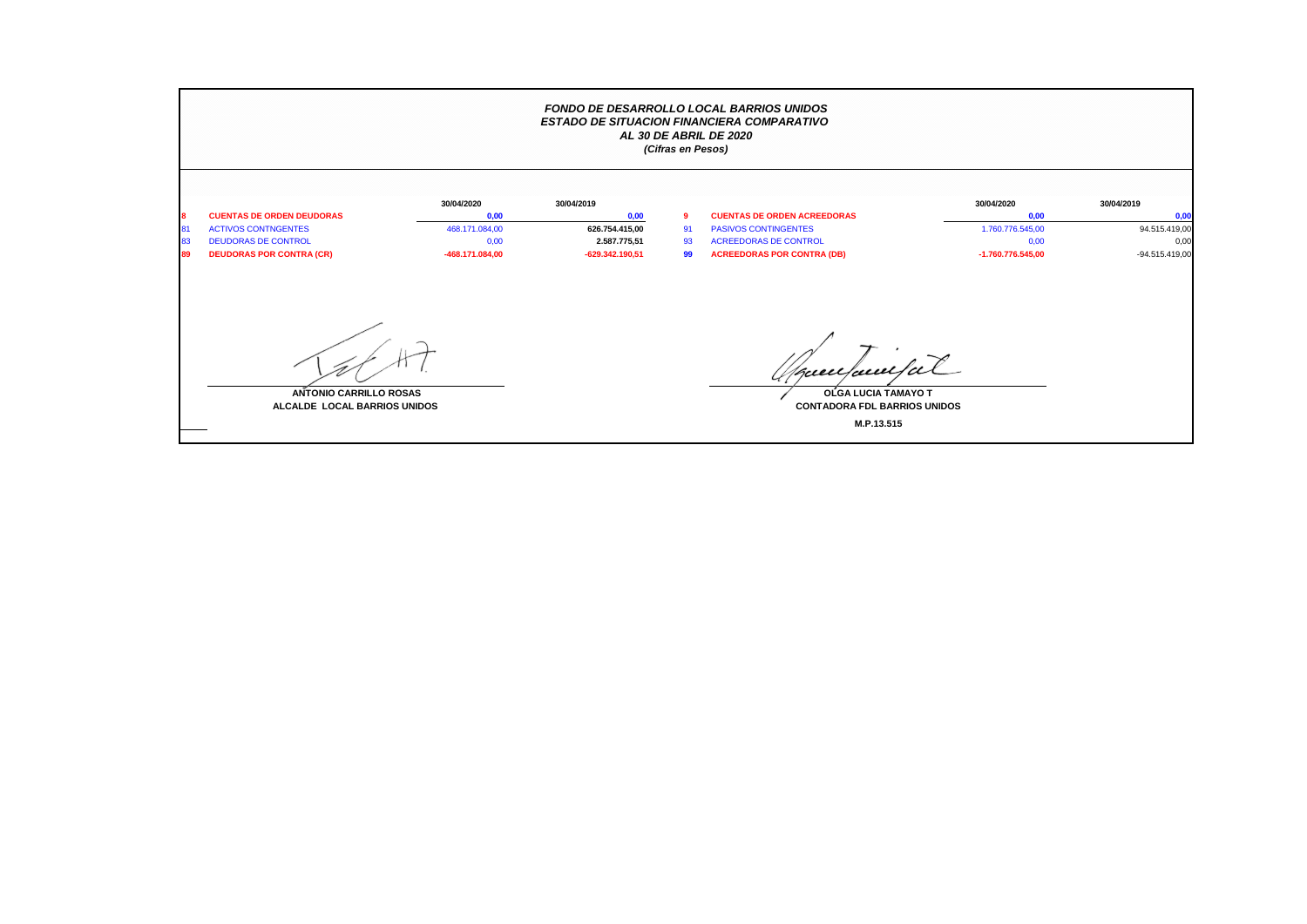# FONDO DE DESARROLLO LOCAL BARRIOS UNIDOS
## ESTADO DE SITUACION FINANCIERA COMPARATIVO
### AL 30 DE ABRIL DE 2020
*(Cifras en Pesos)*

| | | 30/04/2020 | 30/04/2019 |
|---|---|---|---|
| **8** | **CUENTAS DE ORDEN DEUDORAS** | **0,00** | **0,00** |
| 81 | ACTIVOS CONTNGENTES | 468.171.084,00 | 626.754.415,00 |
| 83 | DEUDORAS DE CONTROL | 0,00 | 2.587.775,51 |
| **89** | **DEUDORAS POR CONTRA (CR)** | **-468.171.084,00** | **-629.342.190,51** |

| | | 30/04/2020 | 30/04/2019 |
|---|---|---|---|
| **9** | **CUENTAS DE ORDEN ACREEDORAS** | **0,00** | **0,00** |
| 91 | PASIVOS CONTINGENTES | 1.760.776.545,00 | 94.515.419,00 |
| 93 | ACREEDORAS DE CONTROL | 0,00 | 0,00 |
| **99** | **ACREEDORAS POR CONTRA (DB)** | **-1.760.776.545,00** | -94.515.419,00 |

**ANTONIO CARRILLO ROSAS**
**ALCALDE LOCAL BARRIOS UNIDOS**

**OLGA LUCIA TAMAYO T**
**CONTADORA FDL BARRIOS UNIDOS**
**M.P.13.515**